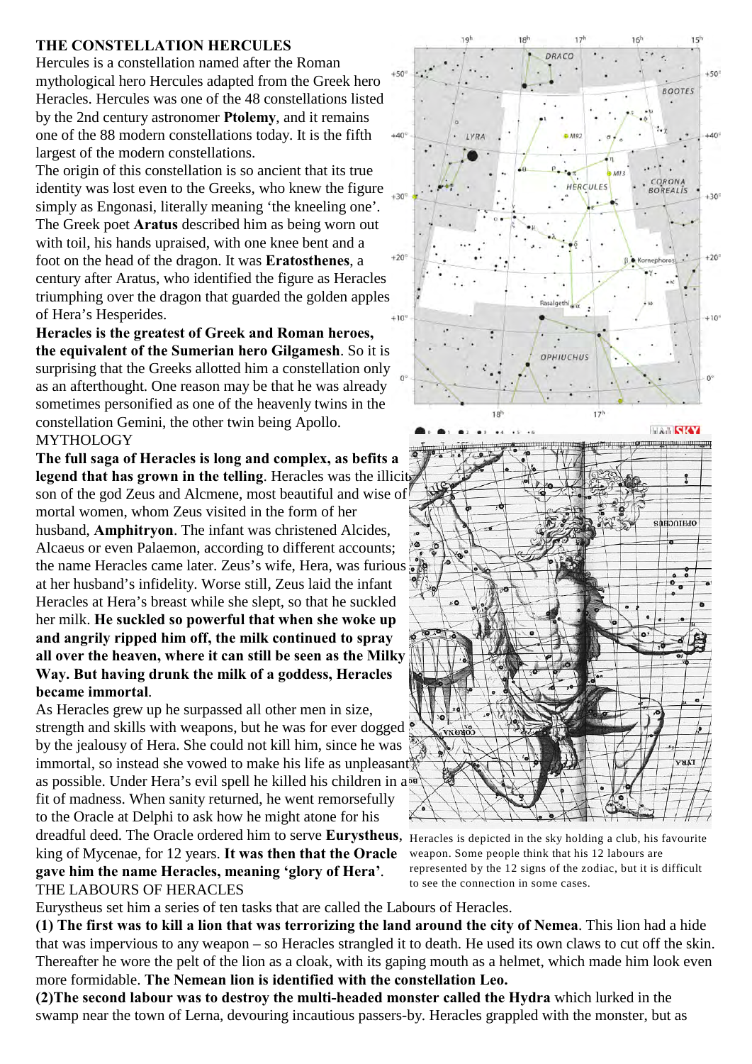## THE CONSTELLATION HERCULES

Hercules is a constellation named after the Roman mythological hero Hercules adapted from the Greek hero Heracles. Hercules was one of the 48 constellations listed by the 2nd century astronomer **Ptolemy**, and it remains one of the 88 modern constellations today. It is the fifth largest of the modern constellations.

The origin of this constellation is so ancient that its true identity was lost even to the Greeks, who knew the figure simply as Engonasi, literally meaning 'the kneeling one'. The Greek poet **Aratus** described him as being worn out with toil, his hands upraised, with one knee bent and a foot on the head of the dragon. It was **Eratosthenes**, a century after Aratus, who identified the figure as Heracles triumphing over the dragon that guarded the golden apples of Hera's Hesperides.

**Heracles is the greatest of Greek and Roman heroes, the equivalent of the Sumerian hero Gilgamesh**. So it is surprising that the Greeks allotted him a constellation only as an afterthought. One reason may be that he was already sometimes personified as one of the heavenly twins in the constellation Gemini, the other twin being Apollo.

## MYTHOLOGY

**The full saga of Heracles is long and complex, as befits a legend that has grown in the telling**. Heracles was the illicit son of the god Zeus and Alcmene, most beautiful and wise of mortal women, whom Zeus visited in the form of her husband, **Amphitryon**. The infant was christened Alcides, Alcaeus or even Palaemon, according to different accounts; the name Heracles came later. Zeus's wife, Hera, was furious at her husband's infidelity. Worse still, Zeus laid the infant Heracles at Hera's breast while she slept, so that he suckled her milk. **He suckled so powerful that when she woke up and angrily ripped him off, the milk continued to spray all over the heaven, where it can still be seen as the Milky Way. But having drunk the milk of a goddess, Heracles became immortal**.

As Heracles grew up he surpassed all other men in size, strength and skills with weapons, but he was for ever dogged by the jealousy of Hera. She could not kill him, since he was immortal, so instead she vowed to make his life as unpleasant as possible. Under Hera's evil spell he killed his children in a fit of madness. When sanity returned, he went remorsefully to the Oracle at Delphi to ask how he might atone for his dreadful deed. The Oracle ordered him to serve **Eurystheus**, king of Mycenae, for 12 years. **It was then that the Oracle gave him the name Heracles, meaning 'glory of Hera'**.

Heracles is depicted in the sky holding a club, his favourite weapon. Some people think that his 12 labours are represented by the 12 signs of the zodiac, but it is difficult to see the connection in some cases.

## THE LABOURS OF HERACLES

Eurystheus set him a series of ten tasks that are called the Labours of Heracles.

**(1) The first was to kill a lion that was terrorizing the land around the city of Nemea**. This lion had a hide that was impervious to any weapon – so Heracles strangled it to death. He used its own claws to cut off the skin. Thereafter he wore the pelt of the lion as a cloak, with its gaping mouth as a helmet, which made him look even more formidable. **The Nemean lion is identified with the constellation Leo.**

**(2)The second labour was to destroy the multi-headed monster called the Hydra** which lurked in the swamp near the town of Lerna, devouring incautious passers-by. Heracles grappled with the monster, but as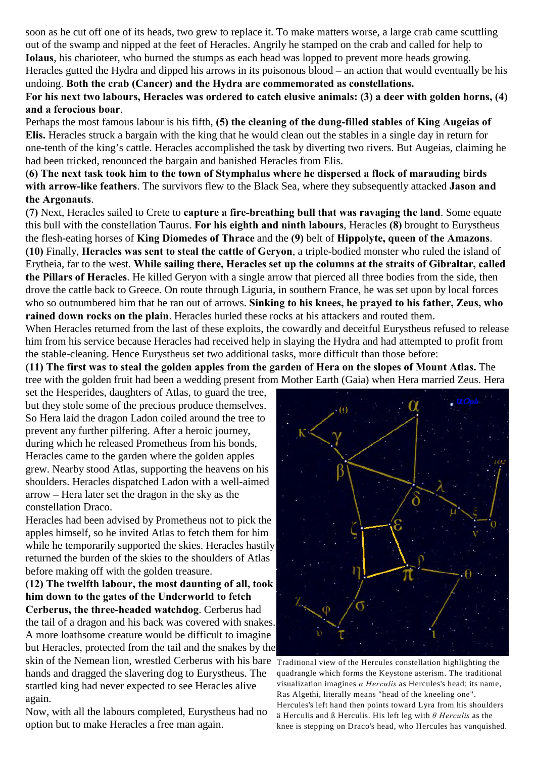soon as he cut off one of its heads, two grew to replace it. To make matters worse, a large crab came scuttling out of the swamp and nipped at the feet of Heracles. Angrily he stamped on the crab and called for help to **Iolaus**, his charioteer, who burned the stumps as each head was lopped to prevent more heads growing. Heracles gutted the Hydra and dipped his arrows in its poisonous blood – an action that would eventually be his undoing. **Both the crab (Cancer) and the Hydra are commemorated as constellations.**

**For his next two labours, Heracles was ordered to catch elusive animals: (3) a deer with golden horns, (4) and a ferocious boar**.

Perhaps the most famous labour is his fifth, **(5) the cleaning of the dung-filled stables of King Augeias of Elis.** Heracles struck a bargain with the king that he would clean out the stables in a single day in return for one-tenth of the king's cattle. Heracles accomplished the task by diverting two rivers. But Augeias, claiming he had been tricked, renounced the bargain and banished Heracles from Elis.

**(6) The next task took him to the town of Stymphalus where he dispersed a flock of marauding birds with arrow-like feathers**. The survivors flew to the Black Sea, where they subsequently attacked **Jason and the Argonauts**.

**(7)** Next, Heracles sailed to Crete to **capture a fire-breathing bull that was ravaging the land**. Some equate this bull with the constellation Taurus. **For his eighth and ninth labours**, Heracles **(8)** brought to Eurystheus the flesh-eating horses of **King Diomedes of Thrace** and the **(9)** belt of **Hippolyte, queen of the Amazons**.

**(10)** Finally, **Heracles was sent to steal the cattle of Geryon**, a triple-bodied monster who ruled the island of Erytheia, far to the west. **While sailing there, Heracles set up the columns at the straits of Gibraltar, called the Pillars of Heracles**. He killed Geryon with a single arrow that pierced all three bodies from the side, then drove the cattle back to Greece. On route through Liguria, in southern France, he was set upon by local forces who so outnumbered him that he ran out of arrows. **Sinking to his knees, he prayed to his father, Zeus, who rained down rocks on the plain**. Heracles hurled these rocks at his attackers and routed them.

When Heracles returned from the last of these exploits, the cowardly and deceitful Eurystheus refused to release him from his service because Heracles had received help in slaying the Hydra and had attempted to profit from the stable-cleaning. Hence Eurystheus set two additional tasks, more difficult than those before:

**(11) The first was to steal the golden apples from the garden of Hera on the slopes of Mount Atlas.** The tree with the golden fruit had been a wedding present from Mother Earth (Gaia) when Hera married Zeus. Hera set the Hesperides, daughters of Atlas, to guard the tree, but they stole some of the precious produce themselves. So Hera laid the dragon Ladon coiled around the tree to prevent any further pilfering. After a heroic journey, during which he released Prometheus from his bonds, Heracles came to the garden where the golden apples grew. Nearby stood Atlas, supporting the heavens on his shoulders. Heracles dispatched Ladon with a well-aimed arrow – Hera later set the dragon in the sky as the constellation Draco.

Heracles had been advised by Prometheus not to pick the apples himself, so he invited Atlas to fetch them for him while he temporarily supported the skies. Heracles hastily returned the burden of the skies to the shoulders of Atlas before making off with the golden treasure.

**(12) The twelfth labour, the most daunting of all, took him down to the gates of the Underworld to fetch Cerberus, the three-headed watchdog**. Cerberus had the tail of a dragon and his back was covered with snakes. A more loathsome creature would be difficult to imagine but Heracles, protected from the tail and the snakes by the skin of the Nemean lion, wrestled Cerberus with his bare hands and dragged the slavering dog to Eurystheus. The startled king had never expected to see Heracles alive again.

Now, with all the labours completed, Eurystheus had no option but to make Heracles a free man again.

Traditional view of the Hercules constellation highlighting the quadrangle which forms the Keystone asterism. The traditional visualization imagines *α Herculis* as Hercules's head; its name, Ras Algethi, literally means "head of the kneeling one". Hercules's left hand then points toward Lyra from his shoulders ä Herculis and ß Herculis. His left leg with *θ Herculis* as the knee is stepping on Draco's head, who Hercules has vanquished.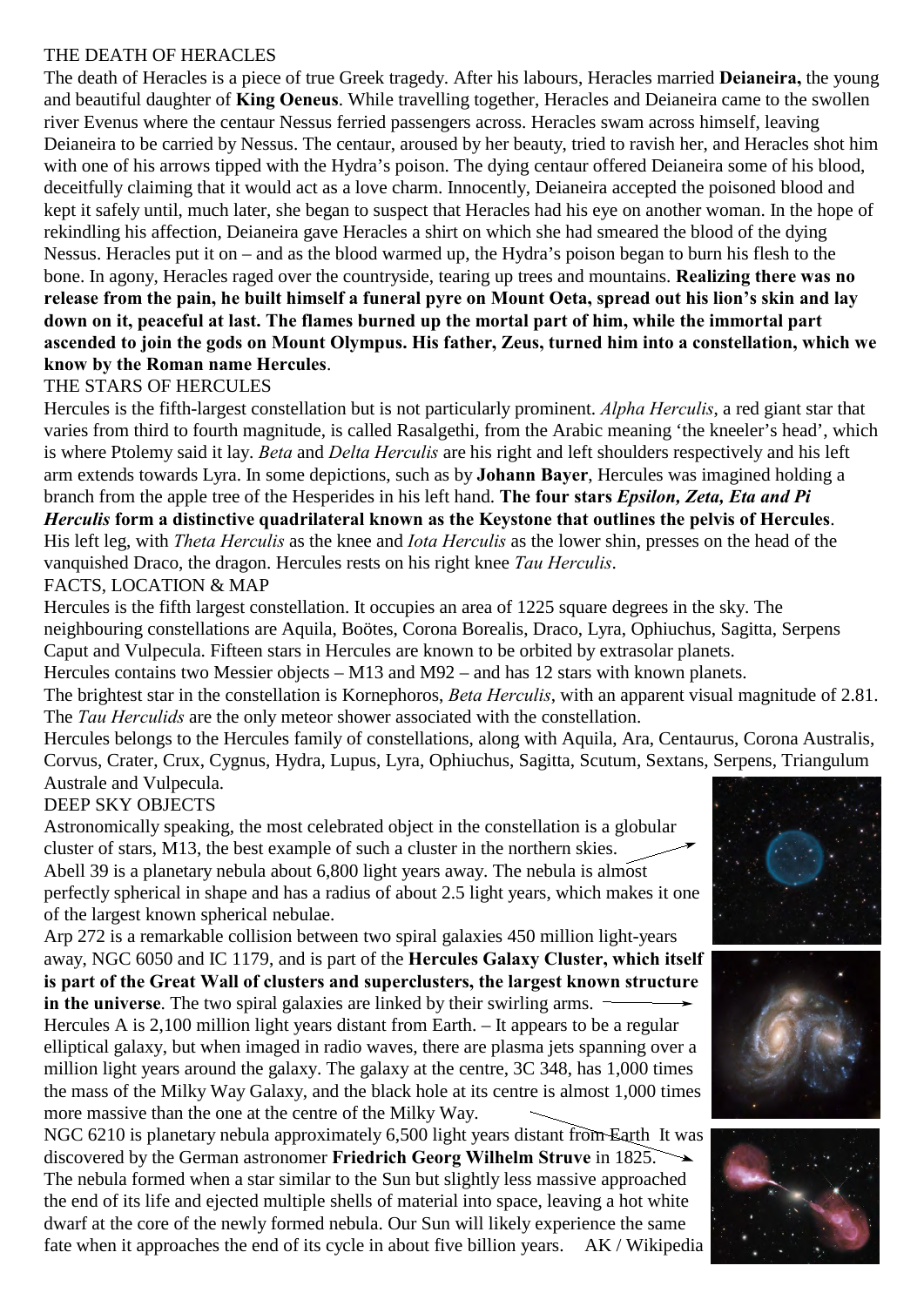## THE DEATH OF HERACLES

The death of Heracles is a piece of true Greek tragedy. After his labours, Heracles married **Deianeira,** the young and beautiful daughter of **King Oeneus**. While travelling together, Heracles and Deianeira came to the swollen river Evenus where the centaur Nessus ferried passengers across. Heracles swam across himself, leaving Deianeira to be carried by Nessus. The centaur, aroused by her beauty, tried to ravish her, and Heracles shot him with one of his arrows tipped with the Hydra's poison. The dying centaur offered Deianeira some of his blood, deceitfully claiming that it would act as a love charm. Innocently, Deianeira accepted the poisoned blood and kept it safely until, much later, she began to suspect that Heracles had his eye on another woman. In the hope of rekindling his affection, Deianeira gave Heracles a shirt on which she had smeared the blood of the dying Nessus. Heracles put it on – and as the blood warmed up, the Hydra's poison began to burn his flesh to the bone. In agony, Heracles raged over the countryside, tearing up trees and mountains. **Realizing there was no release from the pain, he built himself a funeral pyre on Mount Oeta, spread out his lion's skin and lay down on it, peaceful at last. The flames burned up the mortal part of him, while the immortal part ascended to join the gods on Mount Olympus. His father, Zeus, turned him into a constellation, which we know by the Roman name Hercules**.

## THE STARS OF HERCULES

Hercules is the fifth-largest constellation but is not particularly prominent. *Alpha Herculis*, a red giant star that varies from third to fourth magnitude, is called Rasalgethi, from the Arabic meaning 'the kneeler's head', which is where Ptolemy said it lay. *Beta* and *Delta Herculis* are his right and left shoulders respectively and his left arm extends towards Lyra. In some depictions, such as by **Johann Bayer**, Hercules was imagined holding a branch from the apple tree of the Hesperides in his left hand. **The four stars *Epsilon, Zeta, Eta and Pi Herculis* form a distinctive quadrilateral known as the Keystone that outlines the pelvis of Hercules**. His left leg, with *Theta Herculis* as the knee and *Iota Herculis* as the lower shin, presses on the head of the vanquished Draco, the dragon. Hercules rests on his right knee *Tau Herculis*.

## FACTS, LOCATION & MAP

Hercules is the fifth largest constellation. It occupies an area of 1225 square degrees in the sky. The neighbouring constellations are Aquila, Boötes, Corona Borealis, Draco, Lyra, Ophiuchus, Sagitta, Serpens Caput and Vulpecula. Fifteen stars in Hercules are known to be orbited by extrasolar planets.

Hercules contains two Messier objects – M13 and M92 – and has 12 stars with known planets.

The brightest star in the constellation is Kornephoros, *Beta Herculis*, with an apparent visual magnitude of 2.81. The *Tau Herculids* are the only meteor shower associated with the constellation.

Hercules belongs to the Hercules family of constellations, along with Aquila, Ara, Centaurus, Corona Australis, Corvus, Crater, Crux, Cygnus, Hydra, Lupus, Lyra, Ophiuchus, Sagitta, Scutum, Sextans, Serpens, Triangulum Australe and Vulpecula.

## DEEP SKY OBJECTS

Astronomically speaking, the most celebrated object in the constellation is a globular cluster of stars, M13, the best example of such a cluster in the northern skies.

Abell 39 is a planetary nebula about 6,800 light years away. The nebula is almost perfectly spherical in shape and has a radius of about 2.5 light years, which makes it one of the largest known spherical nebulae.

Arp 272 is a remarkable collision between two spiral galaxies 450 million light-years away, NGC 6050 and IC 1179, and is part of the **Hercules Galaxy Cluster, which itself is part of the Great Wall of clusters and superclusters, the largest known structure in the universe**. The two spiral galaxies are linked by their swirling arms.

Hercules A is 2,100 million light years distant from Earth. – It appears to be a regular elliptical galaxy, but when imaged in radio waves, there are plasma jets spanning over a million light years around the galaxy. The galaxy at the centre, 3C 348, has 1,000 times the mass of the Milky Way Galaxy, and the black hole at its centre is almost 1,000 times more massive than the one at the centre of the Milky Way.

NGC 6210 is planetary nebula approximately 6,500 light years distant from Earth It was discovered by the German astronomer **Friedrich Georg Wilhelm Struve** in 1825.

The nebula formed when a star similar to the Sun but slightly less massive approached the end of its life and ejected multiple shells of material into space, leaving a hot white dwarf at the core of the newly formed nebula. Our Sun will likely experience the same fate when it approaches the end of its cycle in about five billion years. AK / Wikipedia